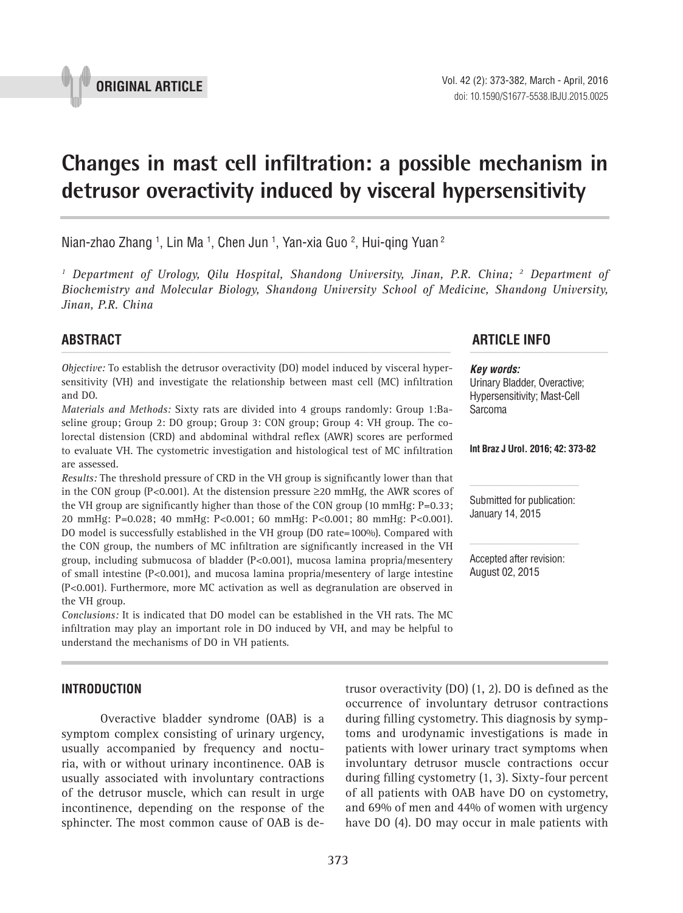ORIGINAL ARTICLE

# Changes in mast cell infiltration: a possible mechanism in detrusor overactivity induced by visceral hypersensitivity

Nian-zhao Zhang [1], Lin Ma [1], Chen Jun [1], Yan-xia Guo [2], Hui-qing Yuan [2]

*[1] Department of Urology, Qilu Hospital, Shandong University, Jinan, P.R. China; [2] Department of Biochemistry and Molecular Biology, Shandong University School of Medicine, Shandong University, Jinan, P.R. China*

## ABSTRACT

*Objective:* To establish the detrusor overactivity (DO) model induced by visceral hypersensitivity (VH) and investigate the relationship between mast cell (MC) infiltration and DO.

*Materials and Methods:* Sixty rats are divided into 4 groups randomly: Group 1:Baseline group; Group 2: DO group; Group 3: CON group; Group 4: VH group. The colorectal distension (CRD) and abdominal withdral reflex (AWR) scores are performed to evaluate VH. The cystometric investigation and histological test of MC infiltration are assessed.

*Results:* The threshold pressure of CRD in the VH group is significantly lower than that in the CON group ($P<0.001$). At the distension pressure ≥20 mmHg, the AWR scores of the VH group are significantly higher than those of the CON group (10 mmHg: $P=0.33$; 20 mmHg: $P=0.028$; 40 mmHg: $P<0.001$; 60 mmHg: $P<0.001$; 80 mmHg: $P<0.001$). DO model is successfully established in the VH group (DO rate=100%). Compared with the CON group, the numbers of MC infiltration are significantly increased in the VH group, including submucosa of bladder ($P<0.001$), mucosa lamina propria/mesentery of small intestine ($P<0.001$), and mucosa lamina propria/mesentery of large intestine ($P<0.001$). Furthermore, more MC activation as well as degranulation are observed in the VH group.

*Conclusions:* It is indicated that DO model can be established in the VH rats. The MC infiltration may play an important role in DO induced by VH, and may be helpful to understand the mechanisms of DO in VH patients.

## ARTICLE INFO

***Key words:***
Urinary Bladder, Overactive; Hypersensitivity; Mast-Cell Sarcoma

**Int Braz J Urol. 2016; 42: 373-82**

Submitted for publication: January 14, 2015

Accepted after revision: August 02, 2015

## INTRODUCTION

Overactive bladder syndrome (OAB) is a symptom complex consisting of urinary urgency, usually accompanied by frequency and nocturia, with or without urinary incontinence. OAB is usually associated with involuntary contractions of the detrusor muscle, which can result in urge incontinence, depending on the response of the sphincter. The most common cause of OAB is detrusor overactivity (DO) (1, 2). DO is defined as the occurrence of involuntary detrusor contractions during filling cystometry. This diagnosis by symptoms and urodynamic investigations is made in patients with lower urinary tract symptoms when involuntary detrusor muscle contractions occur during filling cystometry (1, 3). Sixty-four percent of all patients with OAB have DO on cystometry, and 69% of men and 44% of women with urgency have DO (4). DO may occur in male patients with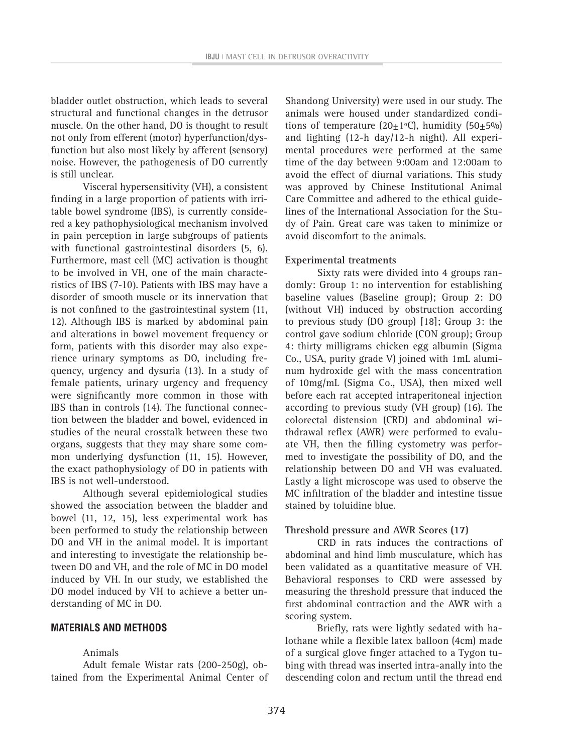bladder outlet obstruction, which leads to several structural and functional changes in the detrusor muscle. On the other hand, DO is thought to result not only from efferent (motor) hyperfunction/dysfunction but also most likely by afferent (sensory) noise. However, the pathogenesis of DO currently is still unclear.

Visceral hypersensitivity (VH), a consistent finding in a large proportion of patients with irritable bowel syndrome (IBS), is currently considered a key pathophysiological mechanism involved in pain perception in large subgroups of patients with functional gastrointestinal disorders (5, 6). Furthermore, mast cell (MC) activation is thought to be involved in VH, one of the main characteristics of IBS (7-10). Patients with IBS may have a disorder of smooth muscle or its innervation that is not confined to the gastrointestinal system (11, 12). Although IBS is marked by abdominal pain and alterations in bowel movement frequency or form, patients with this disorder may also experience urinary symptoms as DO, including frequency, urgency and dysuria (13). In a study of female patients, urinary urgency and frequency were significantly more common in those with IBS than in controls (14). The functional connection between the bladder and bowel, evidenced in studies of the neural crosstalk between these two organs, suggests that they may share some common underlying dysfunction (11, 15). However, the exact pathophysiology of DO in patients with IBS is not well-understood.

Although several epidemiological studies showed the association between the bladder and bowel (11, 12, 15), less experimental work has been performed to study the relationship between DO and VH in the animal model. It is important and interesting to investigate the relationship between DO and VH, and the role of MC in DO model induced by VH. In our study, we established the DO model induced by VH to achieve a better understanding of MC in DO.

## MATERIALS AND METHODS

### Animals

Adult female Wistar rats (200-250g), obtained from the Experimental Animal Center of Shandong University) were used in our study. The animals were housed under standardized conditions of temperature (20±1°C), humidity (50±5%) and lighting (12-h day/12-h night). All experimental procedures were performed at the same time of the day between 9:00am and 12:00am to avoid the effect of diurnal variations. This study was approved by Chinese Institutional Animal Care Committee and adhered to the ethical guidelines of the International Association for the Study of Pain. Great care was taken to minimize or avoid discomfort to the animals.

### Experimental treatments

Sixty rats were divided into 4 groups randomly: Group 1: no intervention for establishing baseline values (Baseline group); Group 2: DO (without VH) induced by obstruction according to previous study (DO group) [18]; Group 3: the control gave sodium chloride (CON group); Group 4: thirty milligrams chicken egg albumin (Sigma Co., USA, purity grade V) joined with 1mL aluminum hydroxide gel with the mass concentration of 10mg/mL (Sigma Co., USA), then mixed well before each rat accepted intraperitoneal injection according to previous study (VH group) (16). The colorectal distension (CRD) and abdominal withdrawal reflex (AWR) were performed to evaluate VH, then the filling cystometry was performed to investigate the possibility of DO, and the relationship between DO and VH was evaluated. Lastly a light microscope was used to observe the MC infiltration of the bladder and intestine tissue stained by toluidine blue.

### Threshold pressure and AWR Scores (17)

CRD in rats induces the contractions of abdominal and hind limb musculature, which has been validated as a quantitative measure of VH. Behavioral responses to CRD were assessed by measuring the threshold pressure that induced the first abdominal contraction and the AWR with a scoring system.

Briefly, rats were lightly sedated with halothane while a flexible latex balloon (4cm) made of a surgical glove finger attached to a Tygon tubing with thread was inserted intra-anally into the descending colon and rectum until the thread end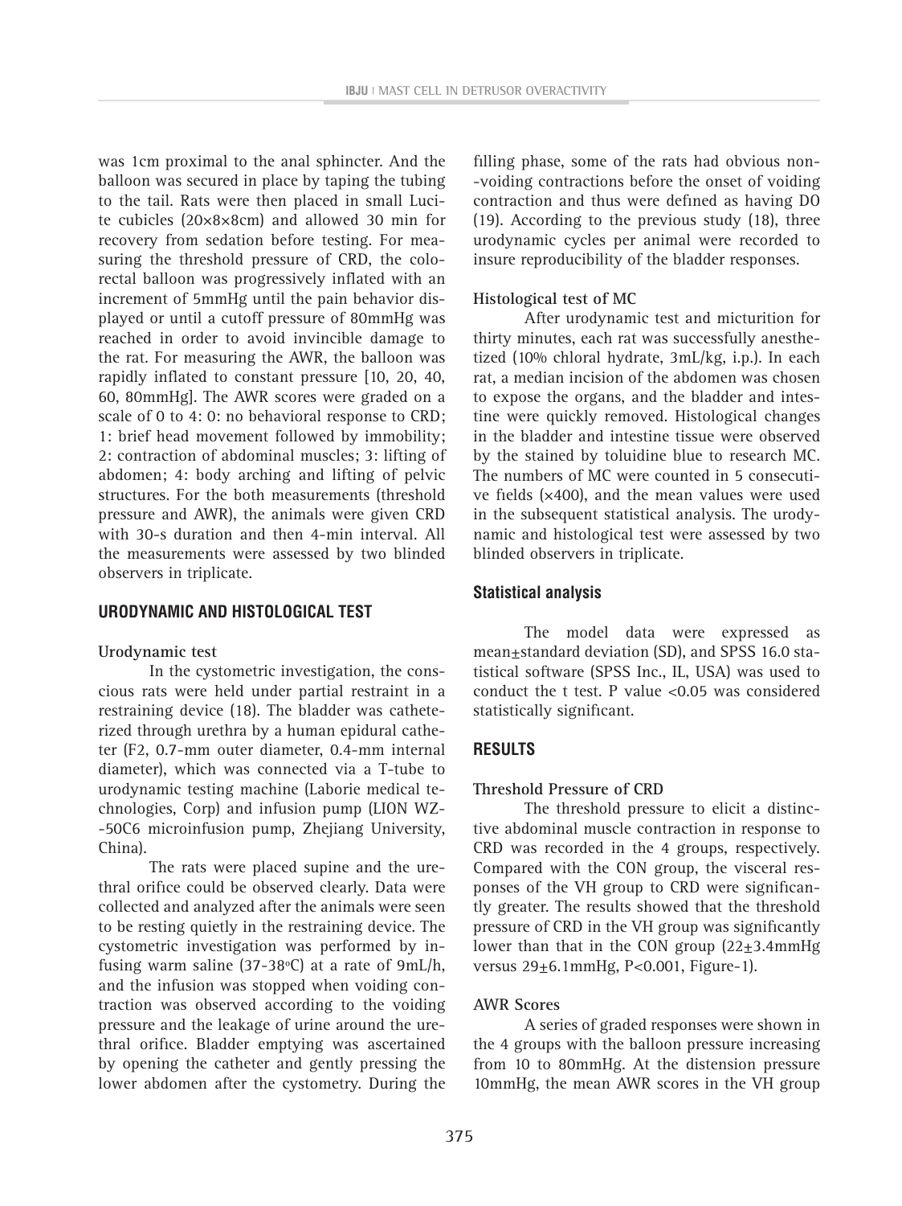was 1cm proximal to the anal sphincter. And the balloon was secured in place by taping the tubing to the tail. Rats were then placed in small Lucite cubicles (20×8×8cm) and allowed 30 min for recovery from sedation before testing. For measuring the threshold pressure of CRD, the colorectal balloon was progressively inflated with an increment of 5mmHg until the pain behavior displayed or until a cutoff pressure of 80mmHg was reached in order to avoid invincible damage to the rat. For measuring the AWR, the balloon was rapidly inflated to constant pressure [10, 20, 40, 60, 80mmHg]. The AWR scores were graded on a scale of 0 to 4: 0: no behavioral response to CRD; 1: brief head movement followed by immobility; 2: contraction of abdominal muscles; 3: lifting of abdomen; 4: body arching and lifting of pelvic structures. For the both measurements (threshold pressure and AWR), the animals were given CRD with 30-s duration and then 4-min interval. All the measurements were assessed by two blinded observers in triplicate.

## URODYNAMIC AND HISTOLOGICAL TEST

### Urodynamic test

In the cystometric investigation, the conscious rats were held under partial restraint in a restraining device (18). The bladder was catheterized through urethra by a human epidural catheter (F2, 0.7-mm outer diameter, 0.4-mm internal diameter), which was connected via a T-tube to urodynamic testing machine (Laborie medical technologies, Corp) and infusion pump (LION WZ-50C6 microinfusion pump, Zhejiang University, China).

The rats were placed supine and the urethral orifice could be observed clearly. Data were collected and analyzed after the animals were seen to be resting quietly in the restraining device. The cystometric investigation was performed by infusing warm saline (37-38°C) at a rate of 9mL/h, and the infusion was stopped when voiding contraction was observed according to the voiding pressure and the leakage of urine around the urethral orifice. Bladder emptying was ascertained by opening the catheter and gently pressing the lower abdomen after the cystometry. During the filling phase, some of the rats had obvious non-voiding contractions before the onset of voiding contraction and thus were defined as having DO (19). According to the previous study (18), three urodynamic cycles per animal were recorded to insure reproducibility of the bladder responses.

### Histological test of MC

After urodynamic test and micturition for thirty minutes, each rat was successfully anesthetized (10% chloral hydrate, 3mL/kg, i.p.). In each rat, a median incision of the abdomen was chosen to expose the organs, and the bladder and intestine were quickly removed. Histological changes in the bladder and intestine tissue were observed by the stained by toluidine blue to research MC. The numbers of MC were counted in 5 consecutive fields (×400), and the mean values were used in the subsequent statistical analysis. The urodynamic and histological test were assessed by two blinded observers in triplicate.

## Statistical analysis

The model data were expressed as mean±standard deviation (SD), and SPSS 16.0 statistical software (SPSS Inc., IL, USA) was used to conduct the t test. P value <0.05 was considered statistically significant.

## RESULTS

### Threshold Pressure of CRD

The threshold pressure to elicit a distinctive abdominal muscle contraction in response to CRD was recorded in the 4 groups, respectively. Compared with the CON group, the visceral responses of the VH group to CRD were significantly greater. The results showed that the threshold pressure of CRD in the VH group was significantly lower than that in the CON group (22±3.4mmHg versus 29±6.1mmHg, P<0.001, Figure-1).

### AWR Scores

A series of graded responses were shown in the 4 groups with the balloon pressure increasing from 10 to 80mmHg. At the distension pressure 10mmHg, the mean AWR scores in the VH group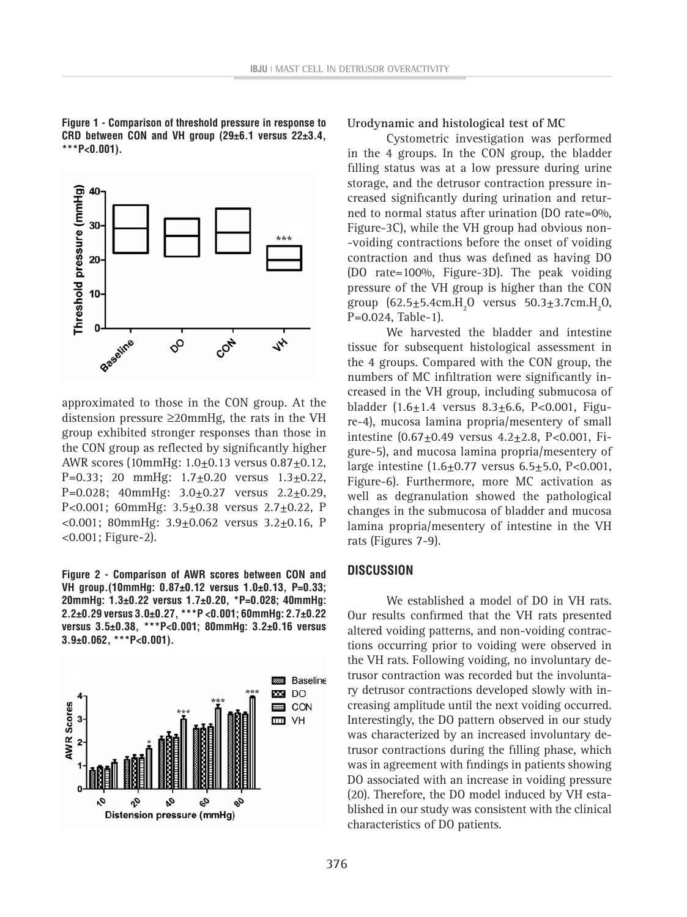**Figure 1 - Comparison of threshold pressure in response to CRD between CON and VH group (29±6.1 versus 22±3.4, ***P<0.001).**

approximated to those in the CON group. At the distension pressure ≥20mmHg, the rats in the VH group exhibited stronger responses than those in the CON group as reflected by significantly higher AWR scores (10mmHg: 1.0±0.13 versus 0.87±0.12, P=0.33; 20 mmHg: 1.7±0.20 versus 1.3±0.22, P=0.028; 40mmHg: 3.0±0.27 versus 2.2±0.29, P<0.001; 60mmHg: 3.5±0.38 versus 2.7±0.22, P <0.001; 80mmHg: 3.9±0.062 versus 3.2±0.16, P <0.001; Figure-2).

**Figure 2 - Comparison of AWR scores between CON and VH group.(10mmHg: 0.87±0.12 versus 1.0±0.13, P=0.33; 20mmHg: 1.3±0.22 versus 1.7±0.20, *P=0.028; 40mmHg: 2.2±0.29 versus 3.0±0.27, ***P <0.001; 60mmHg: 2.7±0.22 versus 3.5±0.38, ***P<0.001; 80mmHg: 3.2±0.16 versus 3.9±0.062, ***P<0.001).**

**Urodynamic and histological test of MC**

Cystometric investigation was performed in the 4 groups. In the CON group, the bladder filling status was at a low pressure during urine storage, and the detrusor contraction pressure increased significantly during urination and returned to normal status after urination (DO rate=0%, Figure-3C), while the VH group had obvious non-voiding contractions before the onset of voiding contraction and thus was defined as having DO (DO rate=100%, Figure-3D). The peak voiding pressure of the VH group is higher than the CON group (62.5±5.4cm.$H_2O$ versus 50.3±3.7cm.$H_2O$, P=0.024, Table-1).

We harvested the bladder and intestine tissue for subsequent histological assessment in the 4 groups. Compared with the CON group, the numbers of MC infiltration were significantly increased in the VH group, including submucosa of bladder (1.6±1.4 versus 8.3±6.6, P<0.001, Figure-4), mucosa lamina propria/mesentery of small intestine (0.67±0.49 versus 4.2±2.8, P<0.001, Figure-5), and mucosa lamina propria/mesentery of large intestine (1.6±0.77 versus 6.5±5.0, P<0.001, Figure-6). Furthermore, more MC activation as well as degranulation showed the pathological changes in the submucosa of bladder and mucosa lamina propria/mesentery of intestine in the VH rats (Figures 7-9).

## DISCUSSION

We established a model of DO in VH rats. Our results confirmed that the VH rats presented altered voiding patterns, and non-voiding contractions occurring prior to voiding were observed in the VH rats. Following voiding, no involuntary detrusor contraction was recorded but the involuntary detrusor contractions developed slowly with increasing amplitude until the next voiding occurred. Interestingly, the DO pattern observed in our study was characterized by an increased involuntary detrusor contractions during the filling phase, which was in agreement with findings in patients showing DO associated with an increase in voiding pressure (20). Therefore, the DO model induced by VH established in our study was consistent with the clinical characteristics of DO patients.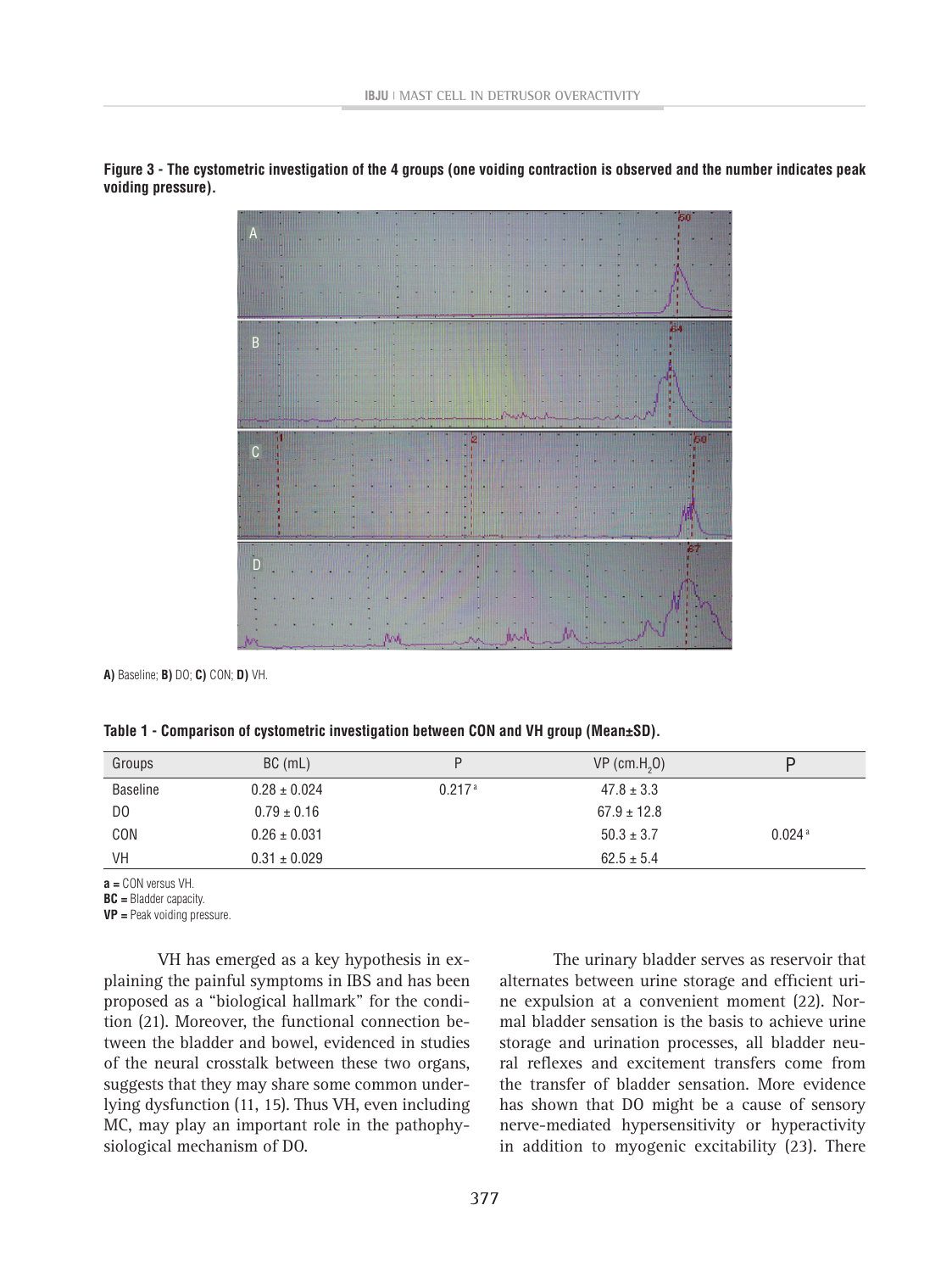**Figure 3 - The cystometric investigation of the 4 groups (one voiding contraction is observed and the number indicates peak voiding pressure).**

**A)** Baseline; **B)** DO; **C)** CON; **D)** VH.

**Table 1 - Comparison of cystometric investigation between CON and VH group (Mean±SD).**

| Groups | BC (mL) | P | VP (cm.$H_2O$) | P |
|---|---|---|---|---|
| Baseline | 0.28 ± 0.024 | 0.217 [a] | 47.8 ± 3.3 | |
| DO | 0.79 ± 0.16 | | 67.9 ± 12.8 | |
| CON | 0.26 ± 0.031 | | 50.3 ± 3.7 | 0.024 [a] |
| VH | 0.31 ± 0.029 | | 62.5 ± 5.4 | |

**a =** CON versus VH.
**BC =** Bladder capacity.
**VP =** Peak voiding pressure.

VH has emerged as a key hypothesis in explaining the painful symptoms in IBS and has been proposed as a "biological hallmark" for the condition (21). Moreover, the functional connection between the bladder and bowel, evidenced in studies of the neural crosstalk between these two organs, suggests that they may share some common underlying dysfunction (11, 15). Thus VH, even including MC, may play an important role in the pathophysiological mechanism of DO.

The urinary bladder serves as reservoir that alternates between urine storage and efficient urine expulsion at a convenient moment (22). Normal bladder sensation is the basis to achieve urine storage and urination processes, all bladder neural reflexes and excitement transfers come from the transfer of bladder sensation. More evidence has shown that DO might be a cause of sensory nerve-mediated hypersensitivity or hyperactivity in addition to myogenic excitability (23). There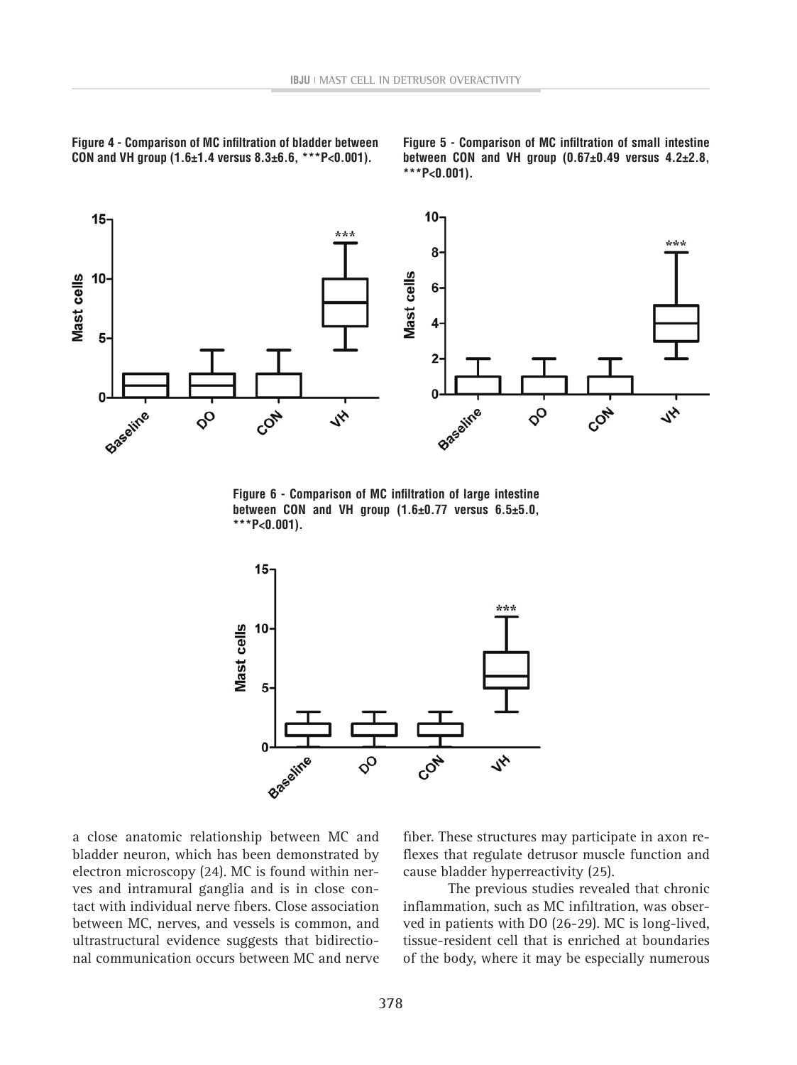**Figure 4 - Comparison of MC infiltration of bladder between CON and VH group (1.6±1.4 versus 8.3±6.6, ***P<0.001).**

**Figure 5 - Comparison of MC infiltration of small intestine between CON and VH group (0.67±0.49 versus 4.2±2.8, ***P<0.001).**

**Figure 6 - Comparison of MC infiltration of large intestine between CON and VH group (1.6±0.77 versus 6.5±5.0, ***P<0.001).**

a close anatomic relationship between MC and bladder neuron, which has been demonstrated by electron microscopy (24). MC is found within nerves and intramural ganglia and is in close contact with individual nerve fibers. Close association between MC, nerves, and vessels is common, and ultrastructural evidence suggests that bidirectional communication occurs between MC and nerve fiber. These structures may participate in axon reflexes that regulate detrusor muscle function and cause bladder hyperreactivity (25).

The previous studies revealed that chronic inflammation, such as MC infiltration, was observed in patients with DO (26-29). MC is long-lived, tissue-resident cell that is enriched at boundaries of the body, where it may be especially numerous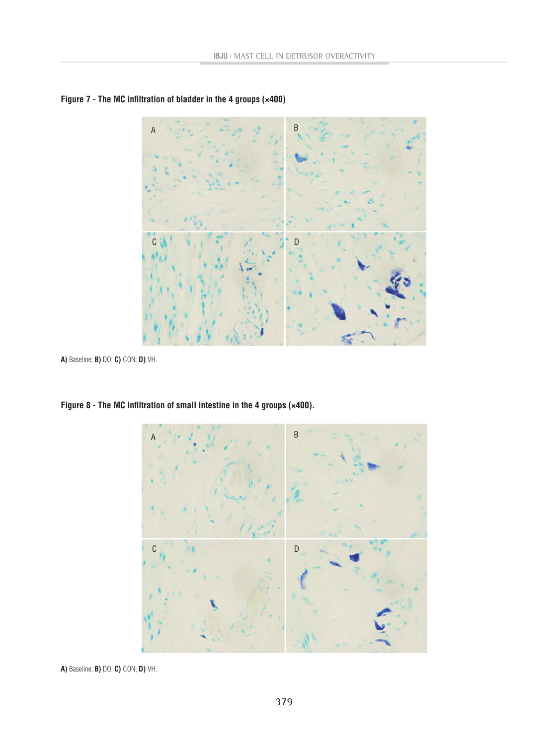**Figure 7 - The MC infiltration of bladder in the 4 groups (×400)**

**A)** Baseline; **B)** DO; **C)** CON; **D)** VH.

**Figure 8 - The MC infiltration of small intestine in the 4 groups (×400).**

**A)** Baseline; **B)** DO; **C)** CON; **D)** VH.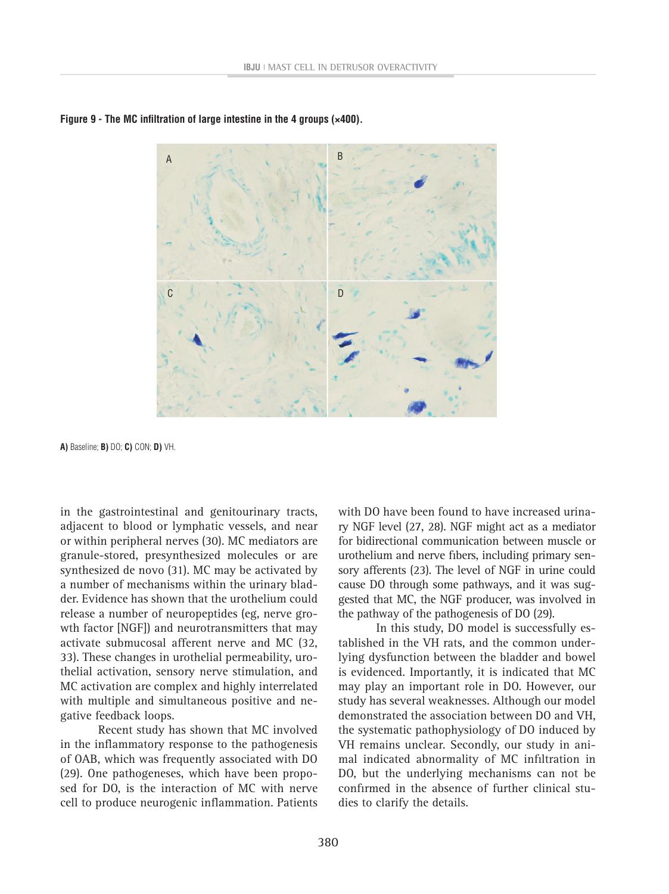**Figure 9 - The MC infiltration of large intestine in the 4 groups (×400).**

**A)** Baseline; **B)** DO; **C)** CON; **D)** VH.

in the gastrointestinal and genitourinary tracts, adjacent to blood or lymphatic vessels, and near or within peripheral nerves (30). MC mediators are granule-stored, presynthesized molecules or are synthesized de novo (31). MC may be activated by a number of mechanisms within the urinary bladder. Evidence has shown that the urothelium could release a number of neuropeptides (eg, nerve growth factor [NGF]) and neurotransmitters that may activate submucosal afferent nerve and MC (32, 33). These changes in urothelial permeability, urothelial activation, sensory nerve stimulation, and MC activation are complex and highly interrelated with multiple and simultaneous positive and negative feedback loops.

Recent study has shown that MC involved in the inflammatory response to the pathogenesis of OAB, which was frequently associated with DO (29). One pathogeneses, which have been proposed for DO, is the interaction of MC with nerve cell to produce neurogenic inflammation. Patients with DO have been found to have increased urinary NGF level (27, 28). NGF might act as a mediator for bidirectional communication between muscle or urothelium and nerve fibers, including primary sensory afferents (23). The level of NGF in urine could cause DO through some pathways, and it was suggested that MC, the NGF producer, was involved in the pathway of the pathogenesis of DO (29).

In this study, DO model is successfully established in the VH rats, and the common underlying dysfunction between the bladder and bowel is evidenced. Importantly, it is indicated that MC may play an important role in DO. However, our study has several weaknesses. Although our model demonstrated the association between DO and VH, the systematic pathophysiology of DO induced by VH remains unclear. Secondly, our study in animal indicated abnormality of MC infiltration in DO, but the underlying mechanisms can not be confirmed in the absence of further clinical studies to clarify the details.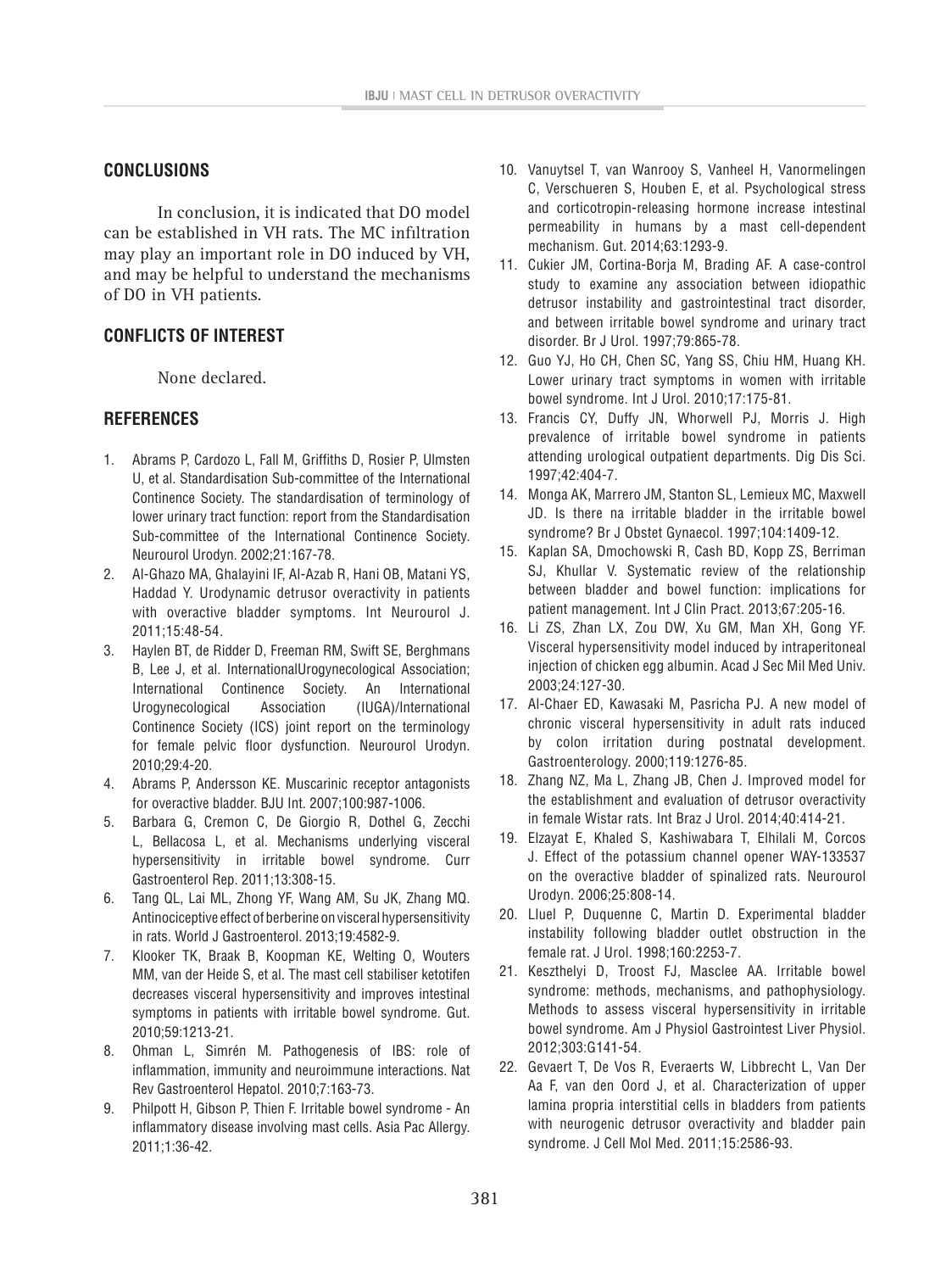## CONCLUSIONS

In conclusion, it is indicated that DO model can be established in VH rats. The MC infiltration may play an important role in DO induced by VH, and may be helpful to understand the mechanisms of DO in VH patients.

## CONFLICTS OF INTEREST

None declared.

## REFERENCES

1. Abrams P, Cardozo L, Fall M, Griffiths D, Rosier P, Ulmsten U, et al. Standardisation Sub-committee of the International Continence Society. The standardisation of terminology of lower urinary tract function: report from the Standardisation Sub-committee of the International Continence Society. Neurourol Urodyn. 2002;21:167-78.
2. Al-Ghazo MA, Ghalayini IF, Al-Azab R, Hani OB, Matani YS, Haddad Y. Urodynamic detrusor overactivity in patients with overactive bladder symptoms. Int Neurourol J. 2011;15:48-54.
3. Haylen BT, de Ridder D, Freeman RM, Swift SE, Berghmans B, Lee J, et al. InternationalUrogynecological Association; International Continence Society. An International Urogynecological Association (IUGA)/International Continence Society (ICS) joint report on the terminology for female pelvic floor dysfunction. Neurourol Urodyn. 2010;29:4-20.
4. Abrams P, Andersson KE. Muscarinic receptor antagonists for overactive bladder. BJU Int. 2007;100:987-1006.
5. Barbara G, Cremon C, De Giorgio R, Dothel G, Zecchi L, Bellacosa L, et al. Mechanisms underlying visceral hypersensitivity in irritable bowel syndrome. Curr Gastroenterol Rep. 2011;13:308-15.
6. Tang QL, Lai ML, Zhong YF, Wang AM, Su JK, Zhang MQ. Antinociceptive effect of berberine on visceral hypersensitivity in rats. World J Gastroenterol. 2013;19:4582-9.
7. Klooker TK, Braak B, Koopman KE, Welting O, Wouters MM, van der Heide S, et al. The mast cell stabiliser ketotifen decreases visceral hypersensitivity and improves intestinal symptoms in patients with irritable bowel syndrome. Gut. 2010;59:1213-21.
8. Ohman L, Simrén M. Pathogenesis of IBS: role of inflammation, immunity and neuroimmune interactions. Nat Rev Gastroenterol Hepatol. 2010;7:163-73.
9. Philpott H, Gibson P, Thien F. Irritable bowel syndrome - An inflammatory disease involving mast cells. Asia Pac Allergy. 2011;1:36-42.
10. Vanuytsel T, van Wanrooy S, Vanheel H, Vanormelingen C, Verschueren S, Houben E, et al. Psychological stress and corticotropin-releasing hormone increase intestinal permeability in humans by a mast cell-dependent mechanism. Gut. 2014;63:1293-9.
11. Cukier JM, Cortina-Borja M, Brading AF. A case-control study to examine any association between idiopathic detrusor instability and gastrointestinal tract disorder, and between irritable bowel syndrome and urinary tract disorder. Br J Urol. 1997;79:865-78.
12. Guo YJ, Ho CH, Chen SC, Yang SS, Chiu HM, Huang KH. Lower urinary tract symptoms in women with irritable bowel syndrome. Int J Urol. 2010;17:175-81.
13. Francis CY, Duffy JN, Whorwell PJ, Morris J. High prevalence of irritable bowel syndrome in patients attending urological outpatient departments. Dig Dis Sci. 1997;42:404-7.
14. Monga AK, Marrero JM, Stanton SL, Lemieux MC, Maxwell JD. Is there na irritable bladder in the irritable bowel syndrome? Br J Obstet Gynaecol. 1997;104:1409-12.
15. Kaplan SA, Dmochowski R, Cash BD, Kopp ZS, Berriman SJ, Khullar V. Systematic review of the relationship between bladder and bowel function: implications for patient management. Int J Clin Pract. 2013;67:205-16.
16. Li ZS, Zhan LX, Zou DW, Xu GM, Man XH, Gong YF. Visceral hypersensitivity model induced by intraperitoneal injection of chicken egg albumin. Acad J Sec Mil Med Univ. 2003;24:127-30.
17. Al-Chaer ED, Kawasaki M, Pasricha PJ. A new model of chronic visceral hypersensitivity in adult rats induced by colon irritation during postnatal development. Gastroenterology. 2000;119:1276-85.
18. Zhang NZ, Ma L, Zhang JB, Chen J. Improved model for the establishment and evaluation of detrusor overactivity in female Wistar rats. Int Braz J Urol. 2014;40:414-21.
19. Elzayat E, Khaled S, Kashiwabara T, Elhilali M, Corcos J. Effect of the potassium channel opener WAY-133537 on the overactive bladder of spinalized rats. Neurourol Urodyn. 2006;25:808-14.
20. Lluel P, Duquenne C, Martin D. Experimental bladder instability following bladder outlet obstruction in the female rat. J Urol. 1998;160:2253-7.
21. Keszthelyi D, Troost FJ, Masclee AA. Irritable bowel syndrome: methods, mechanisms, and pathophysiology. Methods to assess visceral hypersensitivity in irritable bowel syndrome. Am J Physiol Gastrointest Liver Physiol. 2012;303:G141-54.
22. Gevaert T, De Vos R, Everaerts W, Libbrecht L, Van Der Aa F, van den Oord J, et al. Characterization of upper lamina propria interstitial cells in bladders from patients with neurogenic detrusor overactivity and bladder pain syndrome. J Cell Mol Med. 2011;15:2586-93.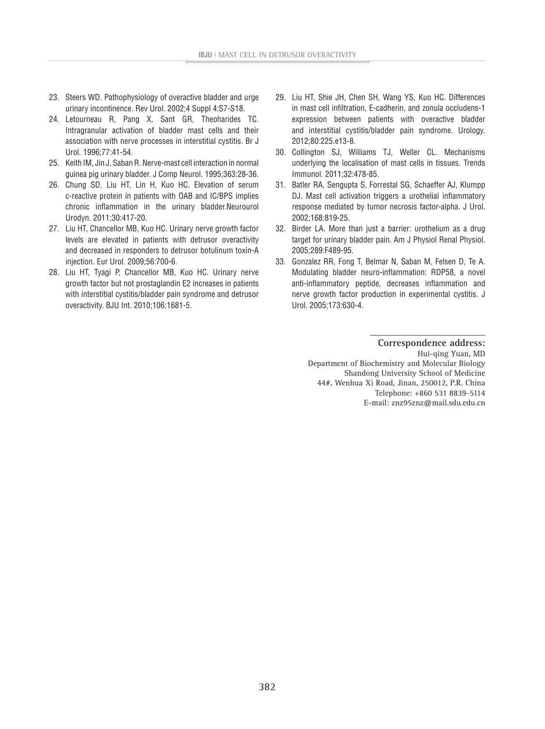23. Steers WD. Pathophysiology of overactive bladder and urge urinary incontinence. Rev Urol. 2002;4 Suppl 4:S7-S18.
24. Letourneau R, Pang X, Sant GR, Theoharides TC. Intragranular activation of bladder mast cells and their association with nerve processes in interstitial cystitis. Br J Urol. 1996;77:41-54.
25. Keith IM, Jin J, Saban R. Nerve-mast cell interaction in normal guinea pig urinary bladder. J Comp Neurol. 1995;363:28-36.
26. Chung SD, Liu HT, Lin H, Kuo HC. Elevation of serum c-reactive protein in patients with OAB and IC/BPS implies chronic inflammation in the urinary bladder.Neurourol Urodyn. 2011;30:417-20.
27. Liu HT, Chancellor MB, Kuo HC. Urinary nerve growth factor levels are elevated in patients with detrusor overactivity and decreased in responders to detrusor botulinum toxin-A injection. Eur Urol. 2009;56:700-6.
28. Liu HT, Tyagi P, Chancellor MB, Kuo HC. Urinary nerve growth factor but not prostaglandin E2 increases in patients with interstitial cystitis/bladder pain syndrome and detrusor overactivity. BJU Int. 2010;106:1681-5.
29. Liu HT, Shie JH, Chen SH, Wang YS, Kuo HC. Differences in mast cell infiltration, E-cadherin, and zonula occludens-1 expression between patients with overactive bladder and interstitial cystitis/bladder pain syndrome. Urology. 2012;80:225.e13-8.
30. Collington SJ, Williams TJ, Weller CL. Mechanisms underlying the localisation of mast cells in tissues. Trends Immunol. 2011;32:478-85.
31. Batler RA, Sengupta S, Forrestal SG, Schaeffer AJ, Klumpp DJ. Mast cell activation triggers a urothelial inflammatory response mediated by tumor necrosis factor-alpha. J Urol. 2002;168:819-25.
32. Birder LA. More than just a barrier: urothelium as a drug target for urinary bladder pain. Am J Physiol Renal Physiol. 2005;289:F489-95.
33. Gonzalez RR, Fong T, Belmar N, Saban M, Felsen D, Te A. Modulating bladder neuro-inflammation: RDP58, a novel anti-inflammatory peptide, decreases inflammation and nerve growth factor production in experimental cystitis. J Urol. 2005;173:630-4.

**Correspondence address:**
Hui-qing Yuan, MD
Department of Biochemistry and Molecular Biology
Shandong University School of Medicine
44#, Wenhua Xi Road, Jinan, 250012, P.R. China
Telephone: +860 531 8839-5114
E-mail: znz95znz@mail.sdu.edu.cn